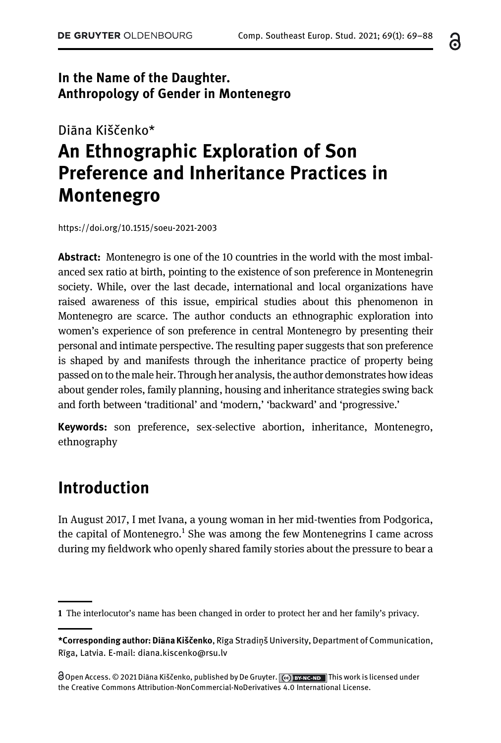**In the Name of the Daughter.**
**Anthropology of Gender in Montenegro**

Diāna Kiščenko*

# An Ethnographic Exploration of Son Preference and Inheritance Practices in Montenegro

https://doi.org/10.1515/soeu-2021-2003

**Abstract:** Montenegro is one of the 10 countries in the world with the most imbalanced sex ratio at birth, pointing to the existence of son preference in Montenegrin society. While, over the last decade, international and local organizations have raised awareness of this issue, empirical studies about this phenomenon in Montenegro are scarce. The author conducts an ethnographic exploration into women's experience of son preference in central Montenegro by presenting their personal and intimate perspective. The resulting paper suggests that son preference is shaped by and manifests through the inheritance practice of property being passed on to the male heir. Through her analysis, the author demonstrates how ideas about gender roles, family planning, housing and inheritance strategies swing back and forth between 'traditional' and 'modern,' 'backward' and 'progressive.'

**Keywords:** son preference, sex-selective abortion, inheritance, Montenegro, ethnography

## Introduction

In August 2017, I met Ivana, a young woman in her mid-twenties from Podgorica, the capital of Montenegro.[1] She was among the few Montenegrins I came across during my fieldwork who openly shared family stories about the pressure to bear a

---

[1] The interlocutor's name has been changed in order to protect her and her family's privacy.

---

***Corresponding author: Diāna Kiščenko**, Rīga Stradiņš University, Department of Communication, Rīga, Latvia. E-mail: diana.kiscenko@rsu.lv

Open Access. © 2021 Diāna Kiščenko, published by De Gruyter. This work is licensed under the Creative Commons Attribution-NonCommercial-NoDerivatives 4.0 International License.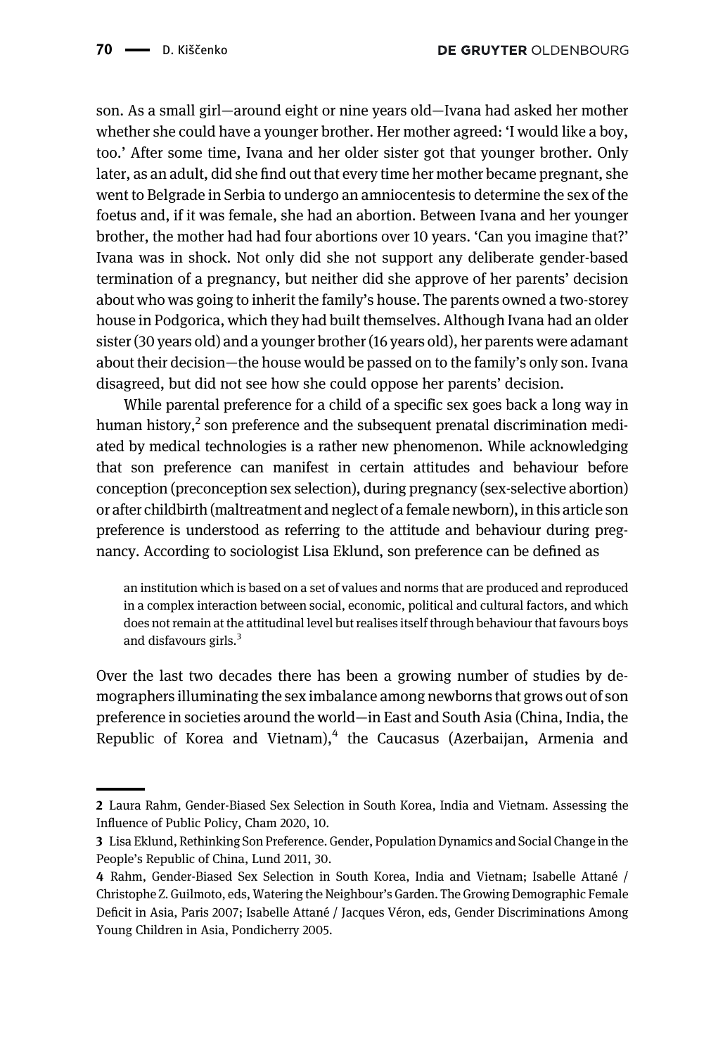son. As a small girl—around eight or nine years old—Ivana had asked her mother whether she could have a younger brother. Her mother agreed: 'I would like a boy, too.' After some time, Ivana and her older sister got that younger brother. Only later, as an adult, did she find out that every time her mother became pregnant, she went to Belgrade in Serbia to undergo an amniocentesis to determine the sex of the foetus and, if it was female, she had an abortion. Between Ivana and her younger brother, the mother had had four abortions over 10 years. 'Can you imagine that?' Ivana was in shock. Not only did she not support any deliberate gender-based termination of a pregnancy, but neither did she approve of her parents' decision about who was going to inherit the family's house. The parents owned a two-storey house in Podgorica, which they had built themselves. Although Ivana had an older sister (30 years old) and a younger brother (16 years old), her parents were adamant about their decision—the house would be passed on to the family's only son. Ivana disagreed, but did not see how she could oppose her parents' decision.

While parental preference for a child of a specific sex goes back a long way in human history,[2] son preference and the subsequent prenatal discrimination mediated by medical technologies is a rather new phenomenon. While acknowledging that son preference can manifest in certain attitudes and behaviour before conception (preconception sex selection), during pregnancy (sex-selective abortion) or after childbirth (maltreatment and neglect of a female newborn), in this article son preference is understood as referring to the attitude and behaviour during pregnancy. According to sociologist Lisa Eklund, son preference can be defined as

> an institution which is based on a set of values and norms that are produced and reproduced in a complex interaction between social, economic, political and cultural factors, and which does not remain at the attitudinal level but realises itself through behaviour that favours boys and disfavours girls.[3]

Over the last two decades there has been a growing number of studies by demographers illuminating the sex imbalance among newborns that grows out of son preference in societies around the world—in East and South Asia (China, India, the Republic of Korea and Vietnam),[4] the Caucasus (Azerbaijan, Armenia and

---

2 Laura Rahm, Gender-Biased Sex Selection in South Korea, India and Vietnam. Assessing the Influence of Public Policy, Cham 2020, 10.

3 Lisa Eklund, Rethinking Son Preference. Gender, Population Dynamics and Social Change in the People's Republic of China, Lund 2011, 30.

4 Rahm, Gender-Biased Sex Selection in South Korea, India and Vietnam; Isabelle Attané / Christophe Z. Guilmoto, eds, Watering the Neighbour's Garden. The Growing Demographic Female Deficit in Asia, Paris 2007; Isabelle Attané / Jacques Véron, eds, Gender Discriminations Among Young Children in Asia, Pondicherry 2005.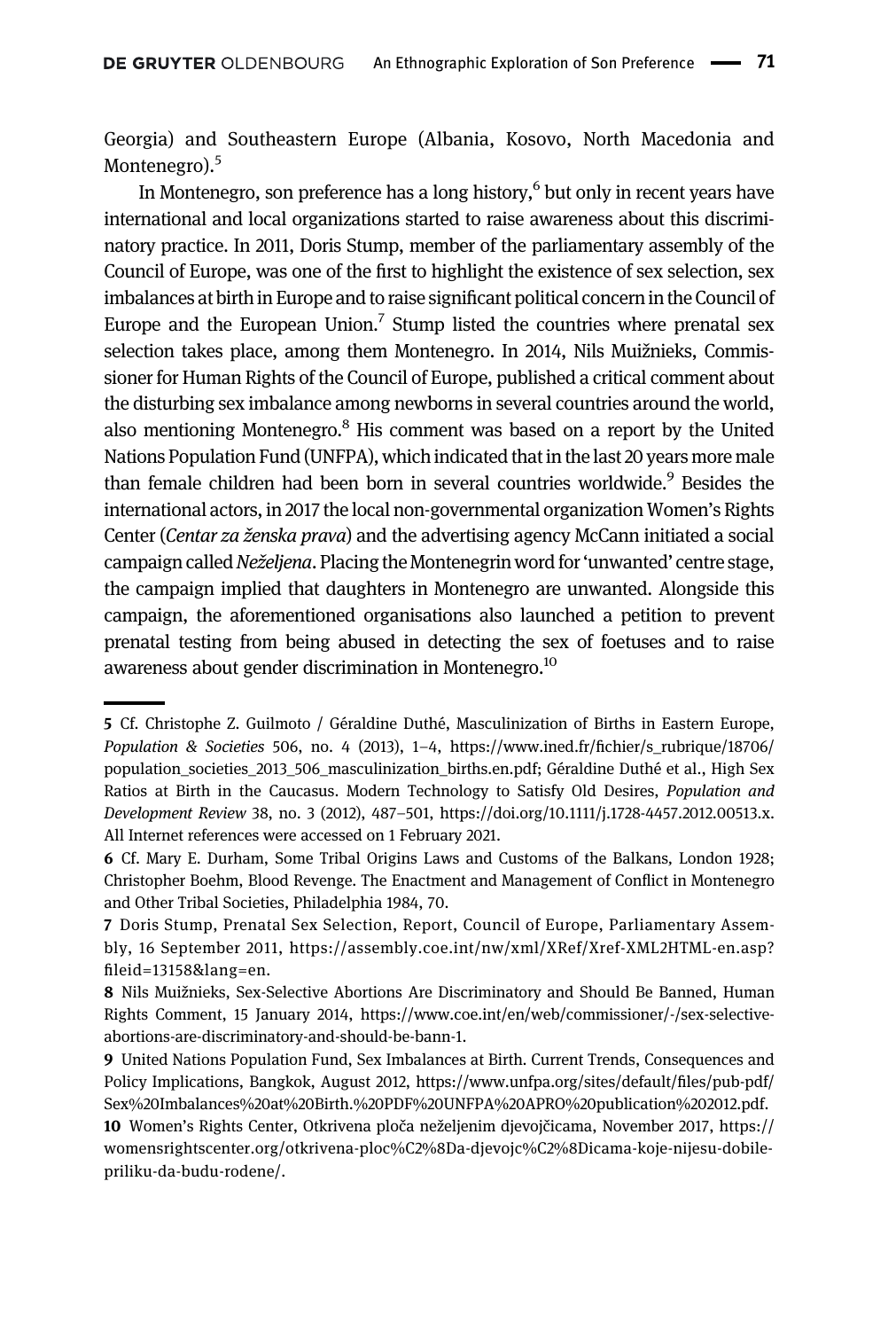Georgia) and Southeastern Europe (Albania, Kosovo, North Macedonia and Montenegro).[5]

In Montenegro, son preference has a long history,[6] but only in recent years have international and local organizations started to raise awareness about this discriminatory practice. In 2011, Doris Stump, member of the parliamentary assembly of the Council of Europe, was one of the first to highlight the existence of sex selection, sex imbalances at birth in Europe and to raise significant political concern in the Council of Europe and the European Union.[7] Stump listed the countries where prenatal sex selection takes place, among them Montenegro. In 2014, Nils Muižnieks, Commissioner for Human Rights of the Council of Europe, published a critical comment about the disturbing sex imbalance among newborns in several countries around the world, also mentioning Montenegro.[8] His comment was based on a report by the United Nations Population Fund (UNFPA), which indicated that in the last 20 years more male than female children had been born in several countries worldwide.[9] Besides the international actors, in 2017 the local non-governmental organization Women's Rights Center (*Centar za ženska prava*) and the advertising agency McCann initiated a social campaign called *Neželjena*. Placing the Montenegrin word for 'unwanted' centre stage, the campaign implied that daughters in Montenegro are unwanted. Alongside this campaign, the aforementioned organisations also launched a petition to prevent prenatal testing from being abused in detecting the sex of foetuses and to raise awareness about gender discrimination in Montenegro.[10]

---

**5** Cf. Christophe Z. Guilmoto / Géraldine Duthé, Masculinization of Births in Eastern Europe, *Population & Societies* 506, no. 4 (2013), 1–4, https://www.ined.fr/fichier/s_rubrique/18706/population_societies_2013_506_masculinization_births.en.pdf; Géraldine Duthé et al., High Sex Ratios at Birth in the Caucasus. Modern Technology to Satisfy Old Desires, *Population and Development Review* 38, no. 3 (2012), 487–501, https://doi.org/10.1111/j.1728-4457.2012.00513.x. All Internet references were accessed on 1 February 2021.

**6** Cf. Mary E. Durham, Some Tribal Origins Laws and Customs of the Balkans, London 1928; Christopher Boehm, Blood Revenge. The Enactment and Management of Conflict in Montenegro and Other Tribal Societies, Philadelphia 1984, 70.

**7** Doris Stump, Prenatal Sex Selection, Report, Council of Europe, Parliamentary Assembly, 16 September 2011, https://assembly.coe.int/nw/xml/XRef/Xref-XML2HTML-en.asp?fileid=13158&lang=en.

**8** Nils Muižnieks, Sex-Selective Abortions Are Discriminatory and Should Be Banned, Human Rights Comment, 15 January 2014, https://www.coe.int/en/web/commissioner/-/sex-selective-abortions-are-discriminatory-and-should-be-bann-1.

**9** United Nations Population Fund, Sex Imbalances at Birth. Current Trends, Consequences and Policy Implications, Bangkok, August 2012, https://www.unfpa.org/sites/default/files/pub-pdf/Sex%20Imbalances%20at%20Birth.%20PDF%20UNFPA%20APRO%20publication%202012.pdf.

**10** Women's Rights Center, Otkrivena ploča neželjenim djevojčicama, November 2017, https://womensrightscenter.org/otkrivena-ploc%C2%8Da-djevojc%C2%8Dicama-koje-nijesu-dobile-priliku-da-budu-rodene/.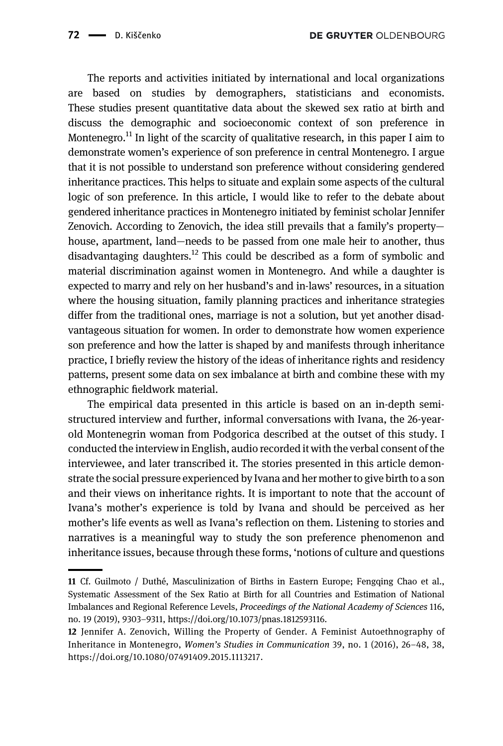The reports and activities initiated by international and local organizations are based on studies by demographers, statisticians and economists. These studies present quantitative data about the skewed sex ratio at birth and discuss the demographic and socioeconomic context of son preference in Montenegro.[11] In light of the scarcity of qualitative research, in this paper I aim to demonstrate women's experience of son preference in central Montenegro. I argue that it is not possible to understand son preference without considering gendered inheritance practices. This helps to situate and explain some aspects of the cultural logic of son preference. In this article, I would like to refer to the debate about gendered inheritance practices in Montenegro initiated by feminist scholar Jennifer Zenovich. According to Zenovich, the idea still prevails that a family's property—house, apartment, land—needs to be passed from one male heir to another, thus disadvantaging daughters.[12] This could be described as a form of symbolic and material discrimination against women in Montenegro. And while a daughter is expected to marry and rely on her husband's and in-laws' resources, in a situation where the housing situation, family planning practices and inheritance strategies differ from the traditional ones, marriage is not a solution, but yet another disadvantageous situation for women. In order to demonstrate how women experience son preference and how the latter is shaped by and manifests through inheritance practice, I briefly review the history of the ideas of inheritance rights and residency patterns, present some data on sex imbalance at birth and combine these with my ethnographic fieldwork material.

The empirical data presented in this article is based on an in-depth semi-structured interview and further, informal conversations with Ivana, the 26-year-old Montenegrin woman from Podgorica described at the outset of this study. I conducted the interview in English, audio recorded it with the verbal consent of the interviewee, and later transcribed it. The stories presented in this article demonstrate the social pressure experienced by Ivana and her mother to give birth to a son and their views on inheritance rights. It is important to note that the account of Ivana's mother's experience is told by Ivana and should be perceived as her mother's life events as well as Ivana's reflection on them. Listening to stories and narratives is a meaningful way to study the son preference phenomenon and inheritance issues, because through these forms, 'notions of culture and questions

---

11 Cf. Guilmoto / Duthé, Masculinization of Births in Eastern Europe; Fengqing Chao et al., Systematic Assessment of the Sex Ratio at Birth for all Countries and Estimation of National Imbalances and Regional Reference Levels, *Proceedings of the National Academy of Sciences* 116, no. 19 (2019), 9303–9311, https://doi.org/10.1073/pnas.1812593116.

12 Jennifer A. Zenovich, Willing the Property of Gender. A Feminist Autoethnography of Inheritance in Montenegro, *Women's Studies in Communication* 39, no. 1 (2016), 26–48, 38, https://doi.org/10.1080/07491409.2015.1113217.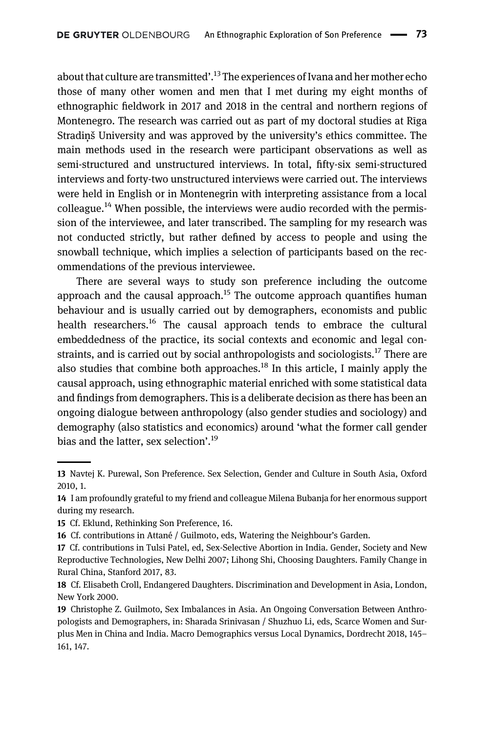about that culture are transmitted'.[13] The experiences of Ivana and her mother echo those of many other women and men that I met during my eight months of ethnographic fieldwork in 2017 and 2018 in the central and northern regions of Montenegro. The research was carried out as part of my doctoral studies at Rīga Stradiņš University and was approved by the university's ethics committee. The main methods used in the research were participant observations as well as semi-structured and unstructured interviews. In total, fifty-six semi-structured interviews and forty-two unstructured interviews were carried out. The interviews were held in English or in Montenegrin with interpreting assistance from a local colleague.[14] When possible, the interviews were audio recorded with the permission of the interviewee, and later transcribed. The sampling for my research was not conducted strictly, but rather defined by access to people and using the snowball technique, which implies a selection of participants based on the recommendations of the previous interviewee.

There are several ways to study son preference including the outcome approach and the causal approach.[15] The outcome approach quantifies human behaviour and is usually carried out by demographers, economists and public health researchers.[16] The causal approach tends to embrace the cultural embeddedness of the practice, its social contexts and economic and legal constraints, and is carried out by social anthropologists and sociologists.[17] There are also studies that combine both approaches.[18] In this article, I mainly apply the causal approach, using ethnographic material enriched with some statistical data and findings from demographers. This is a deliberate decision as there has been an ongoing dialogue between anthropology (also gender studies and sociology) and demography (also statistics and economics) around 'what the former call gender bias and the latter, sex selection'.[19]

---

**13** Navtej K. Purewal, Son Preference. Sex Selection, Gender and Culture in South Asia, Oxford 2010, 1.

**14** I am profoundly grateful to my friend and colleague Milena Bubanja for her enormous support during my research.

**15** Cf. Eklund, Rethinking Son Preference, 16.

**16** Cf. contributions in Attané / Guilmoto, eds, Watering the Neighbour's Garden.

**17** Cf. contributions in Tulsi Patel, ed, Sex-Selective Abortion in India. Gender, Society and New Reproductive Technologies, New Delhi 2007; Lihong Shi, Choosing Daughters. Family Change in Rural China, Stanford 2017, 83.

**18** Cf. Elisabeth Croll, Endangered Daughters. Discrimination and Development in Asia, London, New York 2000.

**19** Christophe Z. Guilmoto, Sex Imbalances in Asia. An Ongoing Conversation Between Anthropologists and Demographers, in: Sharada Srinivasan / Shuzhuo Li, eds, Scarce Women and Surplus Men in China and India. Macro Demographics versus Local Dynamics, Dordrecht 2018, 145–161, 147.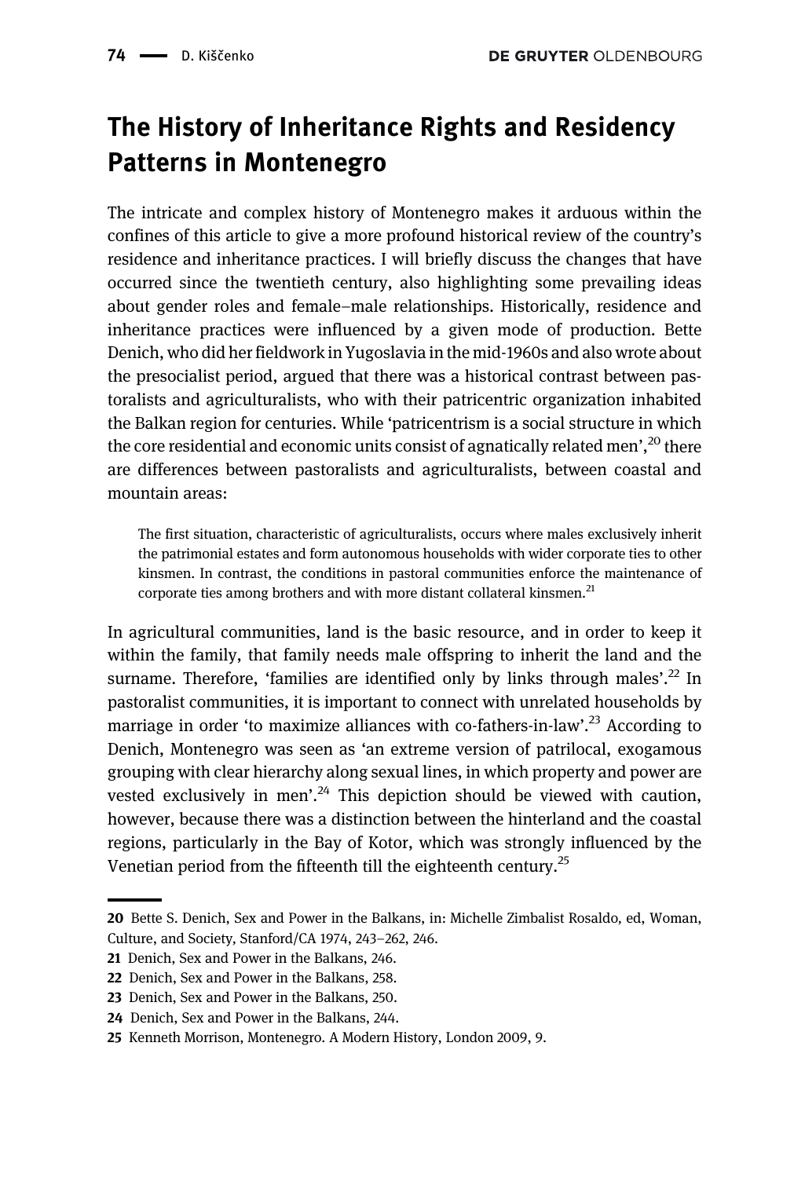## The History of Inheritance Rights and Residency Patterns in Montenegro

The intricate and complex history of Montenegro makes it arduous within the confines of this article to give a more profound historical review of the country's residence and inheritance practices. I will briefly discuss the changes that have occurred since the twentieth century, also highlighting some prevailing ideas about gender roles and female–male relationships. Historically, residence and inheritance practices were influenced by a given mode of production. Bette Denich, who did her fieldwork in Yugoslavia in the mid-1960s and also wrote about the presocialist period, argued that there was a historical contrast between pastoralists and agriculturalists, who with their patricentric organization inhabited the Balkan region for centuries. While 'patricentrism is a social structure in which the core residential and economic units consist of agnatically related men',[20] there are differences between pastoralists and agriculturalists, between coastal and mountain areas:

> The first situation, characteristic of agriculturalists, occurs where males exclusively inherit the patrimonial estates and form autonomous households with wider corporate ties to other kinsmen. In contrast, the conditions in pastoral communities enforce the maintenance of corporate ties among brothers and with more distant collateral kinsmen.[21]

In agricultural communities, land is the basic resource, and in order to keep it within the family, that family needs male offspring to inherit the land and the surname. Therefore, 'families are identified only by links through males'.[22] In pastoralist communities, it is important to connect with unrelated households by marriage in order 'to maximize alliances with co-fathers-in-law'.[23] According to Denich, Montenegro was seen as 'an extreme version of patrilocal, exogamous grouping with clear hierarchy along sexual lines, in which property and power are vested exclusively in men'.[24] This depiction should be viewed with caution, however, because there was a distinction between the hinterland and the coastal regions, particularly in the Bay of Kotor, which was strongly influenced by the Venetian period from the fifteenth till the eighteenth century.[25]

---

20 Bette S. Denich, Sex and Power in the Balkans, in: Michelle Zimbalist Rosaldo, ed, Woman, Culture, and Society, Stanford/CA 1974, 243–262, 246.

21 Denich, Sex and Power in the Balkans, 246.

22 Denich, Sex and Power in the Balkans, 258.

23 Denich, Sex and Power in the Balkans, 250.

24 Denich, Sex and Power in the Balkans, 244.

25 Kenneth Morrison, Montenegro. A Modern History, London 2009, 9.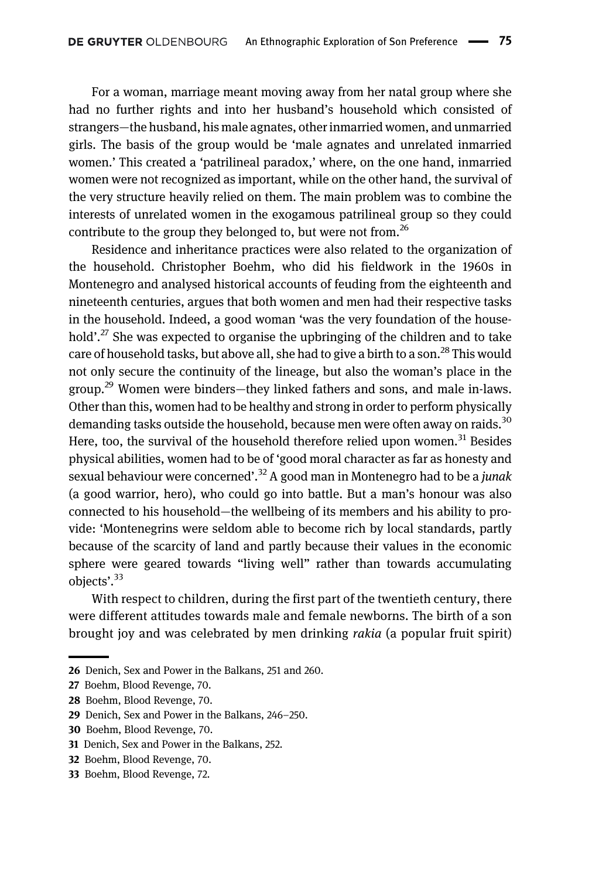For a woman, marriage meant moving away from her natal group where she had no further rights and into her husband's household which consisted of strangers—the husband, his male agnates, other inmarried women, and unmarried girls. The basis of the group would be 'male agnates and unrelated inmarried women.' This created a 'patrilineal paradox,' where, on the one hand, inmarried women were not recognized as important, while on the other hand, the survival of the very structure heavily relied on them. The main problem was to combine the interests of unrelated women in the exogamous patrilineal group so they could contribute to the group they belonged to, but were not from.[26]

Residence and inheritance practices were also related to the organization of the household. Christopher Boehm, who did his fieldwork in the 1960s in Montenegro and analysed historical accounts of feuding from the eighteenth and nineteenth centuries, argues that both women and men had their respective tasks in the household. Indeed, a good woman 'was the very foundation of the household'.[27] She was expected to organise the upbringing of the children and to take care of household tasks, but above all, she had to give a birth to a son.[28] This would not only secure the continuity of the lineage, but also the woman's place in the group.[29] Women were binders—they linked fathers and sons, and male in-laws. Other than this, women had to be healthy and strong in order to perform physically demanding tasks outside the household, because men were often away on raids.[30] Here, too, the survival of the household therefore relied upon women.[31] Besides physical abilities, women had to be of 'good moral character as far as honesty and sexual behaviour were concerned'.[32] A good man in Montenegro had to be a *junak* (a good warrior, hero), who could go into battle. But a man's honour was also connected to his household—the wellbeing of its members and his ability to provide: 'Montenegrins were seldom able to become rich by local standards, partly because of the scarcity of land and partly because their values in the economic sphere were geared towards "living well" rather than towards accumulating objects'.[33]

With respect to children, during the first part of the twentieth century, there were different attitudes towards male and female newborns. The birth of a son brought joy and was celebrated by men drinking *rakia* (a popular fruit spirit)

---

26 Denich, Sex and Power in the Balkans, 251 and 260.

27 Boehm, Blood Revenge, 70.

28 Boehm, Blood Revenge, 70.

29 Denich, Sex and Power in the Balkans, 246–250.

30 Boehm, Blood Revenge, 70.

31 Denich, Sex and Power in the Balkans, 252.

32 Boehm, Blood Revenge, 70.

33 Boehm, Blood Revenge, 72.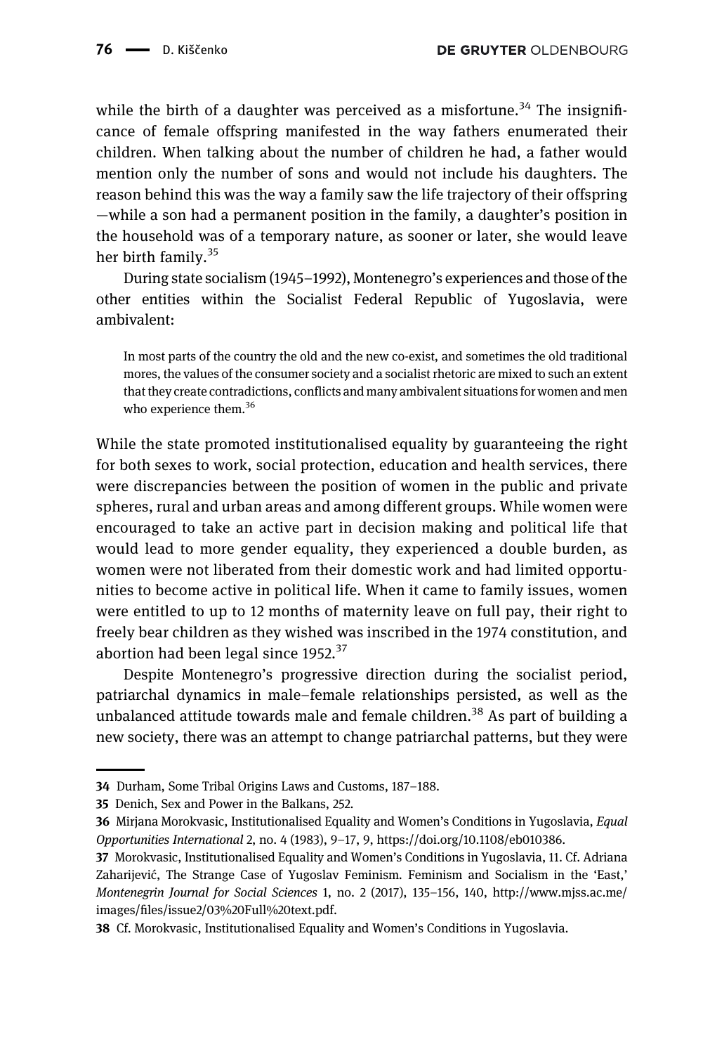while the birth of a daughter was perceived as a misfortune.[34] The insignificance of female offspring manifested in the way fathers enumerated their children. When talking about the number of children he had, a father would mention only the number of sons and would not include his daughters. The reason behind this was the way a family saw the life trajectory of their offspring —while a son had a permanent position in the family, a daughter's position in the household was of a temporary nature, as sooner or later, she would leave her birth family.[35]

During state socialism (1945–1992), Montenegro's experiences and those of the other entities within the Socialist Federal Republic of Yugoslavia, were ambivalent:

> In most parts of the country the old and the new co-exist, and sometimes the old traditional mores, the values of the consumer society and a socialist rhetoric are mixed to such an extent that they create contradictions, conflicts and many ambivalent situations for women and men who experience them.[36]

While the state promoted institutionalised equality by guaranteeing the right for both sexes to work, social protection, education and health services, there were discrepancies between the position of women in the public and private spheres, rural and urban areas and among different groups. While women were encouraged to take an active part in decision making and political life that would lead to more gender equality, they experienced a double burden, as women were not liberated from their domestic work and had limited opportunities to become active in political life. When it came to family issues, women were entitled to up to 12 months of maternity leave on full pay, their right to freely bear children as they wished was inscribed in the 1974 constitution, and abortion had been legal since 1952.[37]

Despite Montenegro's progressive direction during the socialist period, patriarchal dynamics in male–female relationships persisted, as well as the unbalanced attitude towards male and female children.[38] As part of building a new society, there was an attempt to change patriarchal patterns, but they were

---

34 Durham, Some Tribal Origins Laws and Customs, 187–188.

35 Denich, Sex and Power in the Balkans, 252.

36 Mirjana Morokvasic, Institutionalised Equality and Women's Conditions in Yugoslavia, *Equal Opportunities International* 2, no. 4 (1983), 9–17, 9, https://doi.org/10.1108/eb010386.

37 Morokvasic, Institutionalised Equality and Women's Conditions in Yugoslavia, 11. Cf. Adriana Zaharijević, The Strange Case of Yugoslav Feminism. Feminism and Socialism in the 'East,' *Montenegrin Journal for Social Sciences* 1, no. 2 (2017), 135–156, 140, http://www.mjss.ac.me/images/files/issue2/03%20Full%20text.pdf.

38 Cf. Morokvasic, Institutionalised Equality and Women's Conditions in Yugoslavia.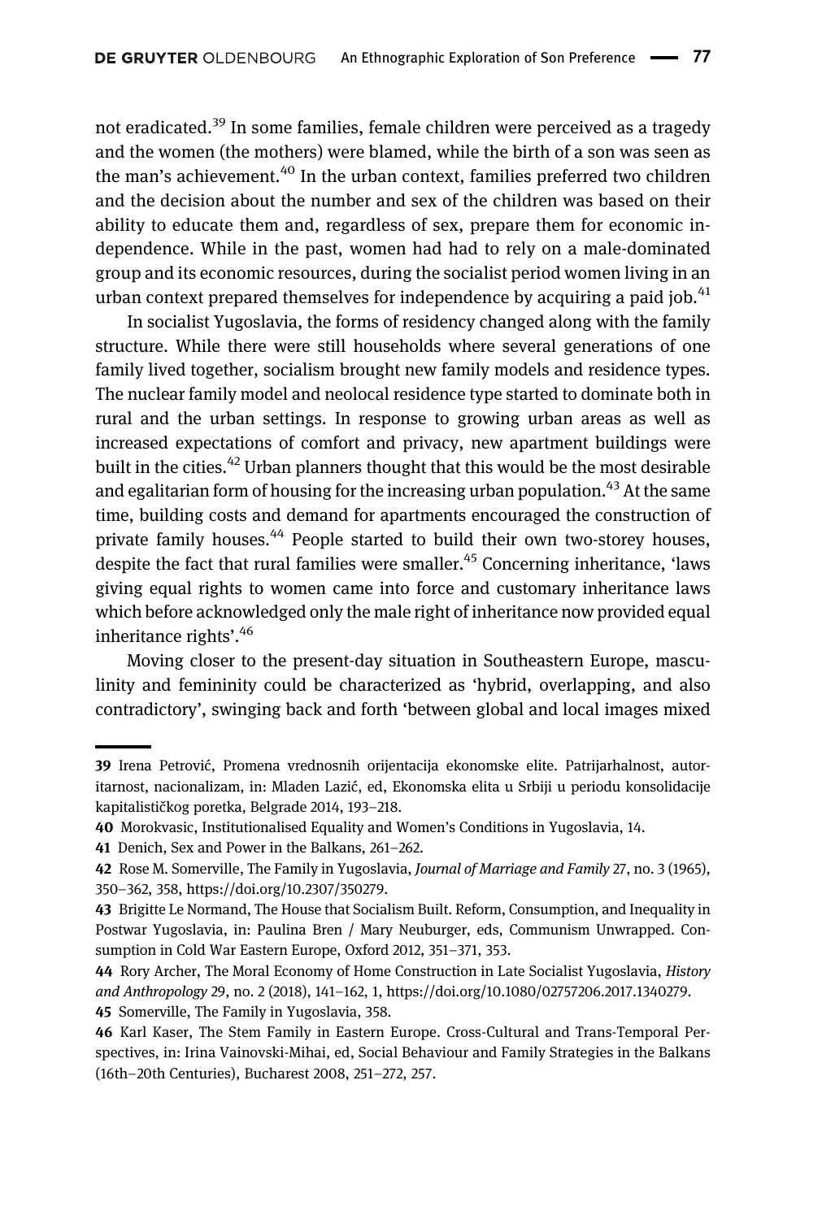not eradicated.[39] In some families, female children were perceived as a tragedy and the women (the mothers) were blamed, while the birth of a son was seen as the man's achievement.[40] In the urban context, families preferred two children and the decision about the number and sex of the children was based on their ability to educate them and, regardless of sex, prepare them for economic independence. While in the past, women had had to rely on a male-dominated group and its economic resources, during the socialist period women living in an urban context prepared themselves for independence by acquiring a paid job.[41]

In socialist Yugoslavia, the forms of residency changed along with the family structure. While there were still households where several generations of one family lived together, socialism brought new family models and residence types. The nuclear family model and neolocal residence type started to dominate both in rural and the urban settings. In response to growing urban areas as well as increased expectations of comfort and privacy, new apartment buildings were built in the cities.[42] Urban planners thought that this would be the most desirable and egalitarian form of housing for the increasing urban population.[43] At the same time, building costs and demand for apartments encouraged the construction of private family houses.[44] People started to build their own two-storey houses, despite the fact that rural families were smaller.[45] Concerning inheritance, 'laws giving equal rights to women came into force and customary inheritance laws which before acknowledged only the male right of inheritance now provided equal inheritance rights'.[46]

Moving closer to the present-day situation in Southeastern Europe, masculinity and femininity could be characterized as 'hybrid, overlapping, and also contradictory', swinging back and forth 'between global and local images mixed

---

39 Irena Petrović, Promena vrednosnih orijentacija ekonomske elite. Patrijarhalnost, autoritarnost, nacionalizam, in: Mladen Lazić, ed, Ekonomska elita u Srbiji u periodu konsolidacije kapitalističkog poretka, Belgrade 2014, 193–218.

40 Morokvasic, Institutionalised Equality and Women's Conditions in Yugoslavia, 14.

41 Denich, Sex and Power in the Balkans, 261–262.

42 Rose M. Somerville, The Family in Yugoslavia, *Journal of Marriage and Family* 27, no. 3 (1965), 350–362, 358, https://doi.org/10.2307/350279.

43 Brigitte Le Normand, The House that Socialism Built. Reform, Consumption, and Inequality in Postwar Yugoslavia, in: Paulina Bren / Mary Neuburger, eds, Communism Unwrapped. Consumption in Cold War Eastern Europe, Oxford 2012, 351–371, 353.

44 Rory Archer, The Moral Economy of Home Construction in Late Socialist Yugoslavia, *History and Anthropology* 29, no. 2 (2018), 141–162, 1, https://doi.org/10.1080/02757206.2017.1340279.

45 Somerville, The Family in Yugoslavia, 358.

46 Karl Kaser, The Stem Family in Eastern Europe. Cross-Cultural and Trans-Temporal Perspectives, in: Irina Vainovski-Mihai, ed, Social Behaviour and Family Strategies in the Balkans (16th–20th Centuries), Bucharest 2008, 251–272, 257.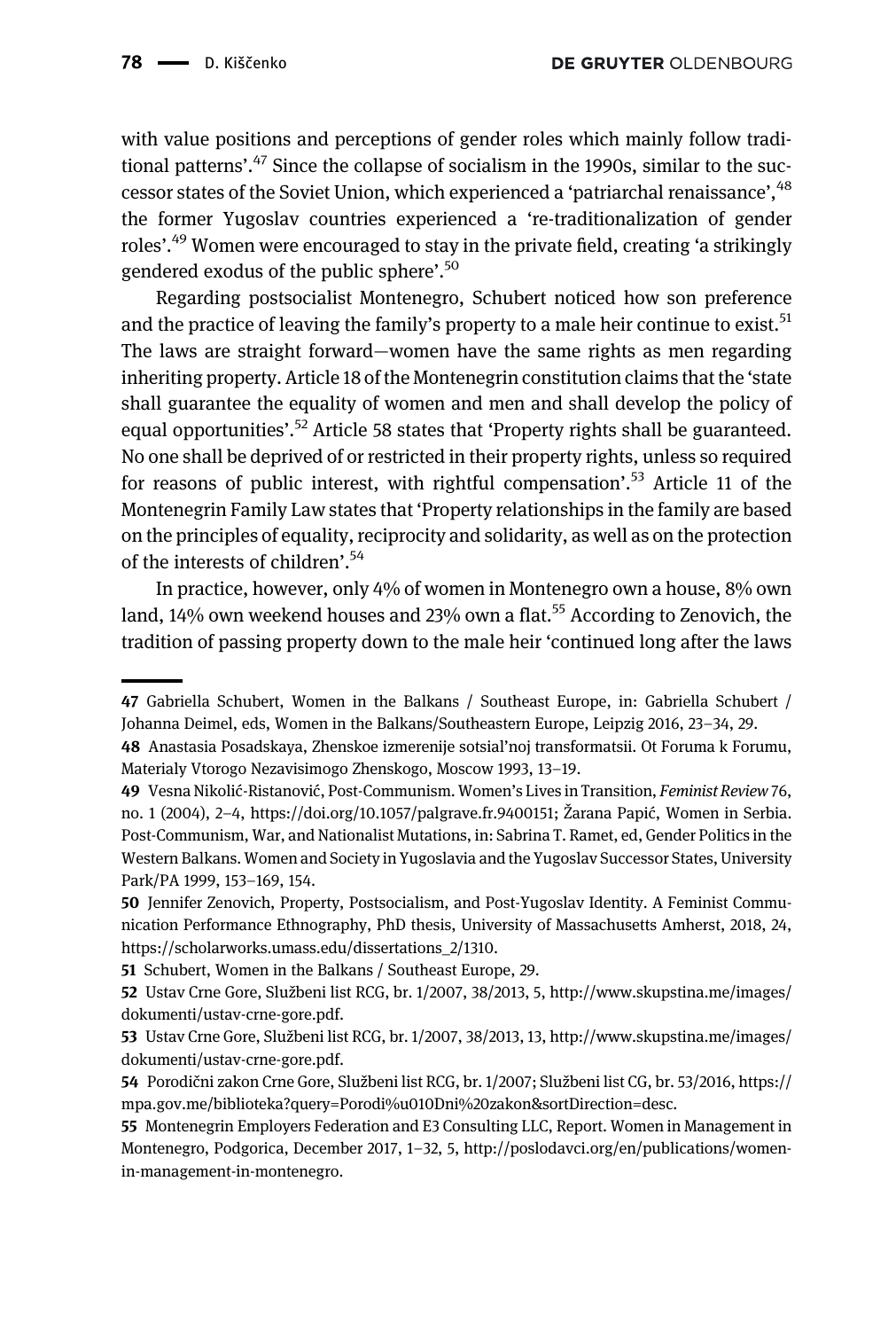with value positions and perceptions of gender roles which mainly follow traditional patterns'.[47] Since the collapse of socialism in the 1990s, similar to the successor states of the Soviet Union, which experienced a 'patriarchal renaissance',[48] the former Yugoslav countries experienced a 're-traditionalization of gender roles'.[49] Women were encouraged to stay in the private field, creating 'a strikingly gendered exodus of the public sphere'.[50]

Regarding postsocialist Montenegro, Schubert noticed how son preference and the practice of leaving the family's property to a male heir continue to exist.[51] The laws are straight forward—women have the same rights as men regarding inheriting property. Article 18 of the Montenegrin constitution claims that the 'state shall guarantee the equality of women and men and shall develop the policy of equal opportunities'.[52] Article 58 states that 'Property rights shall be guaranteed. No one shall be deprived of or restricted in their property rights, unless so required for reasons of public interest, with rightful compensation'.[53] Article 11 of the Montenegrin Family Law states that 'Property relationships in the family are based on the principles of equality, reciprocity and solidarity, as well as on the protection of the interests of children'.[54]

In practice, however, only 4% of women in Montenegro own a house, 8% own land, 14% own weekend houses and 23% own a flat.[55] According to Zenovich, the tradition of passing property down to the male heir 'continued long after the laws

---

47 Gabriella Schubert, Women in the Balkans / Southeast Europe, in: Gabriella Schubert / Johanna Deimel, eds, Women in the Balkans/Southeastern Europe, Leipzig 2016, 23–34, 29.

48 Anastasia Posadskaya, Zhenskoe izmerenije sotsial'noj transformatsii. Ot Foruma k Forumu, Materialy Vtorogo Nezavisimogo Zhenskogo, Moscow 1993, 13–19.

49 Vesna Nikolić-Ristanović, Post-Communism. Women's Lives in Transition, *Feminist Review* 76, no. 1 (2004), 2–4, https://doi.org/10.1057/palgrave.fr.9400151; Žarana Papić, Women in Serbia. Post-Communism, War, and Nationalist Mutations, in: Sabrina T. Ramet, ed, Gender Politics in the Western Balkans. Women and Society in Yugoslavia and the Yugoslav Successor States, University Park/PA 1999, 153–169, 154.

50 Jennifer Zenovich, Property, Postsocialism, and Post-Yugoslav Identity. A Feminist Communication Performance Ethnography, PhD thesis, University of Massachusetts Amherst, 2018, 24, https://scholarworks.umass.edu/dissertations_2/1310.

51 Schubert, Women in the Balkans / Southeast Europe, 29.

52 Ustav Crne Gore, Službeni list RCG, br. 1/2007, 38/2013, 5, http://www.skupstina.me/images/dokumenti/ustav-crne-gore.pdf.

53 Ustav Crne Gore, Službeni list RCG, br. 1/2007, 38/2013, 13, http://www.skupstina.me/images/dokumenti/ustav-crne-gore.pdf.

54 Porodični zakon Crne Gore, Službeni list RCG, br. 1/2007; Službeni list CG, br. 53/2016, https://mpa.gov.me/biblioteka?query=Porodi%u010Dni%20zakon&sortDirection=desc.

55 Montenegrin Employers Federation and E3 Consulting LLC, Report. Women in Management in Montenegro, Podgorica, December 2017, 1–32, 5, http://poslodavci.org/en/publications/women-in-management-in-montenegro.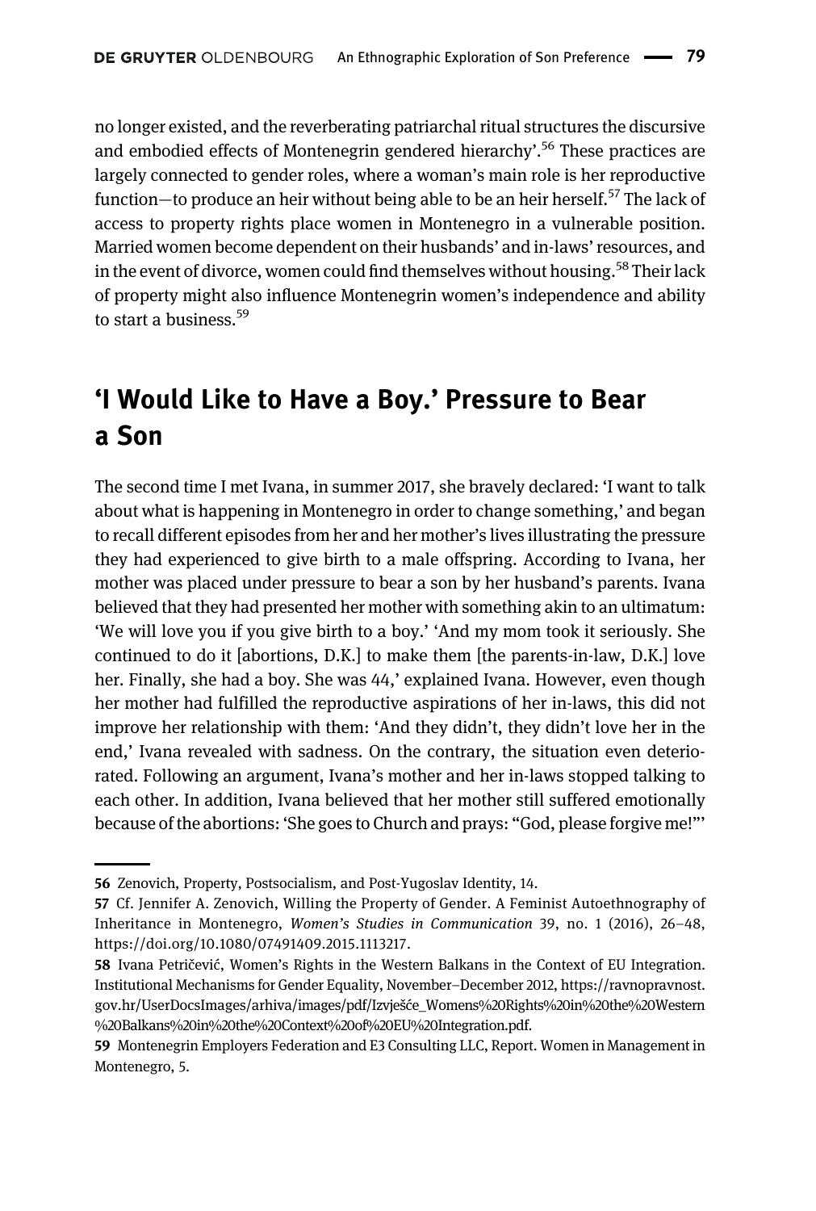no longer existed, and the reverberating patriarchal ritual structures the discursive and embodied effects of Montenegrin gendered hierarchy'.[56] These practices are largely connected to gender roles, where a woman's main role is her reproductive function—to produce an heir without being able to be an heir herself.[57] The lack of access to property rights place women in Montenegro in a vulnerable position. Married women become dependent on their husbands' and in-laws' resources, and in the event of divorce, women could find themselves without housing.[58] Their lack of property might also influence Montenegrin women's independence and ability to start a business.[59]

## 'I Would Like to Have a Boy.' Pressure to Bear a Son

The second time I met Ivana, in summer 2017, she bravely declared: 'I want to talk about what is happening in Montenegro in order to change something,' and began to recall different episodes from her and her mother's lives illustrating the pressure they had experienced to give birth to a male offspring. According to Ivana, her mother was placed under pressure to bear a son by her husband's parents. Ivana believed that they had presented her mother with something akin to an ultimatum: 'We will love you if you give birth to a boy.' 'And my mom took it seriously. She continued to do it [abortions, D.K.] to make them [the parents-in-law, D.K.] love her. Finally, she had a boy. She was 44,' explained Ivana. However, even though her mother had fulfilled the reproductive aspirations of her in-laws, this did not improve her relationship with them: 'And they didn't, they didn't love her in the end,' Ivana revealed with sadness. On the contrary, the situation even deteriorated. Following an argument, Ivana's mother and her in-laws stopped talking to each other. In addition, Ivana believed that her mother still suffered emotionally because of the abortions: 'She goes to Church and prays: "God, please forgive me!"'

---

56 Zenovich, Property, Postsocialism, and Post-Yugoslav Identity, 14.

57 Cf. Jennifer A. Zenovich, Willing the Property of Gender. A Feminist Autoethnography of Inheritance in Montenegro, *Women's Studies in Communication* 39, no. 1 (2016), 26–48, https://doi.org/10.1080/07491409.2015.1113217.

58 Ivana Petričević, Women's Rights in the Western Balkans in the Context of EU Integration. Institutional Mechanisms for Gender Equality, November–December 2012, https://ravnopravnost.gov.hr/UserDocsImages/arhiva/images/pdf/Izvješće_Womens%20Rights%20in%20the%20Western%20Balkans%20in%20the%20Context%20of%20EU%20Integration.pdf.

59 Montenegrin Employers Federation and E3 Consulting LLC, Report. Women in Management in Montenegro, 5.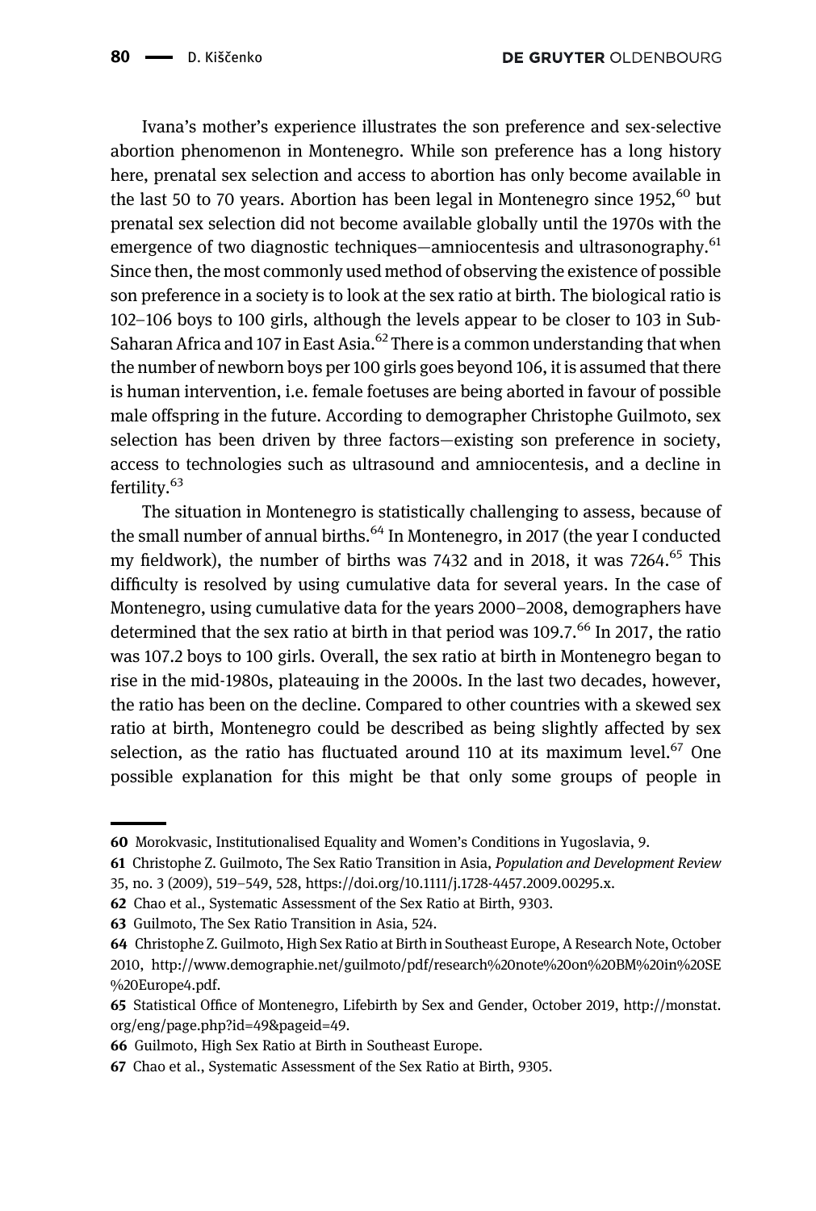Ivana's mother's experience illustrates the son preference and sex-selective abortion phenomenon in Montenegro. While son preference has a long history here, prenatal sex selection and access to abortion has only become available in the last 50 to 70 years. Abortion has been legal in Montenegro since 1952,[60] but prenatal sex selection did not become available globally until the 1970s with the emergence of two diagnostic techniques—amniocentesis and ultrasonography.[61] Since then, the most commonly used method of observing the existence of possible son preference in a society is to look at the sex ratio at birth. The biological ratio is 102–106 boys to 100 girls, although the levels appear to be closer to 103 in Sub-Saharan Africa and 107 in East Asia.[62] There is a common understanding that when the number of newborn boys per 100 girls goes beyond 106, it is assumed that there is human intervention, i.e. female foetuses are being aborted in favour of possible male offspring in the future. According to demographer Christophe Guilmoto, sex selection has been driven by three factors—existing son preference in society, access to technologies such as ultrasound and amniocentesis, and a decline in fertility.[63]

The situation in Montenegro is statistically challenging to assess, because of the small number of annual births.[64] In Montenegro, in 2017 (the year I conducted my fieldwork), the number of births was 7432 and in 2018, it was 7264.[65] This difficulty is resolved by using cumulative data for several years. In the case of Montenegro, using cumulative data for the years 2000–2008, demographers have determined that the sex ratio at birth in that period was 109.7.[66] In 2017, the ratio was 107.2 boys to 100 girls. Overall, the sex ratio at birth in Montenegro began to rise in the mid-1980s, plateauing in the 2000s. In the last two decades, however, the ratio has been on the decline. Compared to other countries with a skewed sex ratio at birth, Montenegro could be described as being slightly affected by sex selection, as the ratio has fluctuated around 110 at its maximum level.[67] One possible explanation for this might be that only some groups of people in

---

60 Morokvasic, Institutionalised Equality and Women's Conditions in Yugoslavia, 9.

61 Christophe Z. Guilmoto, The Sex Ratio Transition in Asia, *Population and Development Review* 35, no. 3 (2009), 519–549, 528, https://doi.org/10.1111/j.1728-4457.2009.00295.x.

62 Chao et al., Systematic Assessment of the Sex Ratio at Birth, 9303.

63 Guilmoto, The Sex Ratio Transition in Asia, 524.

64 Christophe Z. Guilmoto, High Sex Ratio at Birth in Southeast Europe, A Research Note, October 2010, http://www.demographie.net/guilmoto/pdf/research%20note%20on%20BM%20in%20SE%20Europe4.pdf.

65 Statistical Office of Montenegro, Lifebirth by Sex and Gender, October 2019, http://monstat.org/eng/page.php?id=49&pageid=49.

66 Guilmoto, High Sex Ratio at Birth in Southeast Europe.

67 Chao et al., Systematic Assessment of the Sex Ratio at Birth, 9305.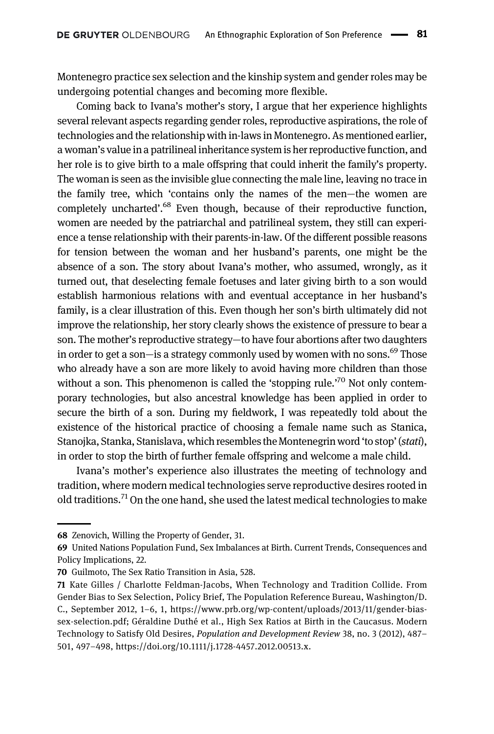Montenegro practice sex selection and the kinship system and gender roles may be undergoing potential changes and becoming more flexible.

Coming back to Ivana's mother's story, I argue that her experience highlights several relevant aspects regarding gender roles, reproductive aspirations, the role of technologies and the relationship with in-laws in Montenegro. As mentioned earlier, a woman's value in a patrilineal inheritance system is her reproductive function, and her role is to give birth to a male offspring that could inherit the family's property. The woman is seen as the invisible glue connecting the male line, leaving no trace in the family tree, which 'contains only the names of the men—the women are completely uncharted'.[68] Even though, because of their reproductive function, women are needed by the patriarchal and patrilineal system, they still can experience a tense relationship with their parents-in-law. Of the different possible reasons for tension between the woman and her husband's parents, one might be the absence of a son. The story about Ivana's mother, who assumed, wrongly, as it turned out, that deselecting female foetuses and later giving birth to a son would establish harmonious relations with and eventual acceptance in her husband's family, is a clear illustration of this. Even though her son's birth ultimately did not improve the relationship, her story clearly shows the existence of pressure to bear a son. The mother's reproductive strategy—to have four abortions after two daughters in order to get a son—is a strategy commonly used by women with no sons.[69] Those who already have a son are more likely to avoid having more children than those without a son. This phenomenon is called the 'stopping rule.'[70] Not only contemporary technologies, but also ancestral knowledge has been applied in order to secure the birth of a son. During my fieldwork, I was repeatedly told about the existence of the historical practice of choosing a female name such as Stanica, Stanojka, Stanka, Stanislava, which resembles the Montenegrin word 'to stop' (*stati*), in order to stop the birth of further female offspring and welcome a male child.

Ivana's mother's experience also illustrates the meeting of technology and tradition, where modern medical technologies serve reproductive desires rooted in old traditions.[71] On the one hand, she used the latest medical technologies to make

---

68 Zenovich, Willing the Property of Gender, 31.

69 United Nations Population Fund, Sex Imbalances at Birth. Current Trends, Consequences and Policy Implications, 22.

70 Guilmoto, The Sex Ratio Transition in Asia, 528.

71 Kate Gilles / Charlotte Feldman-Jacobs, When Technology and Tradition Collide. From Gender Bias to Sex Selection, Policy Brief, The Population Reference Bureau, Washington/D. C., September 2012, 1–6, 1, https://www.prb.org/wp-content/uploads/2013/11/gender-bias-sex-selection.pdf; Géraldine Duthé et al., High Sex Ratios at Birth in the Caucasus. Modern Technology to Satisfy Old Desires, *Population and Development Review* 38, no. 3 (2012), 487–501, 497–498, https://doi.org/10.1111/j.1728-4457.2012.00513.x.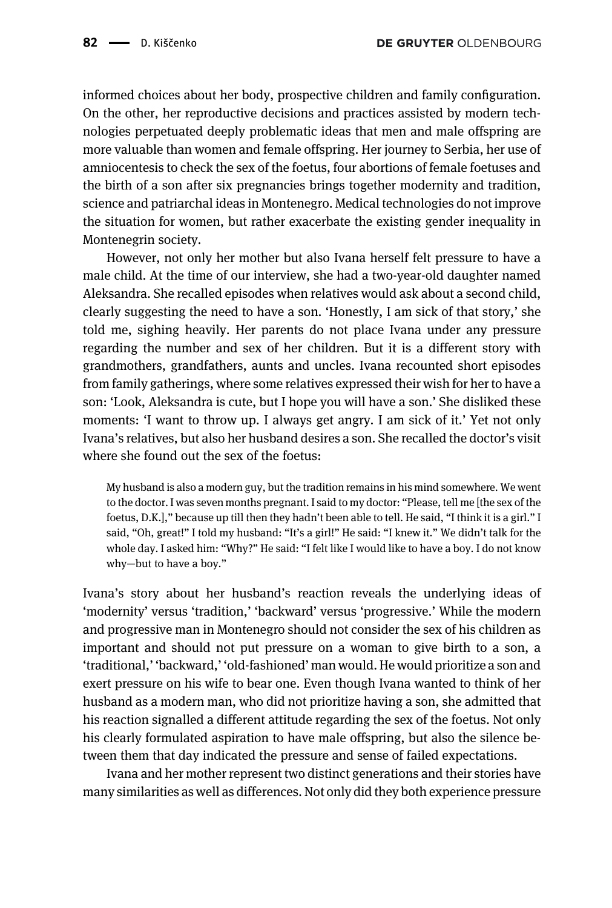informed choices about her body, prospective children and family configuration. On the other, her reproductive decisions and practices assisted by modern technologies perpetuated deeply problematic ideas that men and male offspring are more valuable than women and female offspring. Her journey to Serbia, her use of amniocentesis to check the sex of the foetus, four abortions of female foetuses and the birth of a son after six pregnancies brings together modernity and tradition, science and patriarchal ideas in Montenegro. Medical technologies do not improve the situation for women, but rather exacerbate the existing gender inequality in Montenegrin society.

However, not only her mother but also Ivana herself felt pressure to have a male child. At the time of our interview, she had a two-year-old daughter named Aleksandra. She recalled episodes when relatives would ask about a second child, clearly suggesting the need to have a son. 'Honestly, I am sick of that story,' she told me, sighing heavily. Her parents do not place Ivana under any pressure regarding the number and sex of her children. But it is a different story with grandmothers, grandfathers, aunts and uncles. Ivana recounted short episodes from family gatherings, where some relatives expressed their wish for her to have a son: 'Look, Aleksandra is cute, but I hope you will have a son.' She disliked these moments: 'I want to throw up. I always get angry. I am sick of it.' Yet not only Ivana's relatives, but also her husband desires a son. She recalled the doctor's visit where she found out the sex of the foetus:

> My husband is also a modern guy, but the tradition remains in his mind somewhere. We went to the doctor. I was seven months pregnant. I said to my doctor: "Please, tell me [the sex of the foetus, D.K.]," because up till then they hadn't been able to tell. He said, "I think it is a girl." I said, "Oh, great!" I told my husband: "It's a girl!" He said: "I knew it." We didn't talk for the whole day. I asked him: "Why?" He said: "I felt like I would like to have a boy. I do not know why—but to have a boy."

Ivana's story about her husband's reaction reveals the underlying ideas of 'modernity' versus 'tradition,' 'backward' versus 'progressive.' While the modern and progressive man in Montenegro should not consider the sex of his children as important and should not put pressure on a woman to give birth to a son, a 'traditional,' 'backward,' 'old-fashioned' man would. He would prioritize a son and exert pressure on his wife to bear one. Even though Ivana wanted to think of her husband as a modern man, who did not prioritize having a son, she admitted that his reaction signalled a different attitude regarding the sex of the foetus. Not only his clearly formulated aspiration to have male offspring, but also the silence between them that day indicated the pressure and sense of failed expectations.

Ivana and her mother represent two distinct generations and their stories have many similarities as well as differences. Not only did they both experience pressure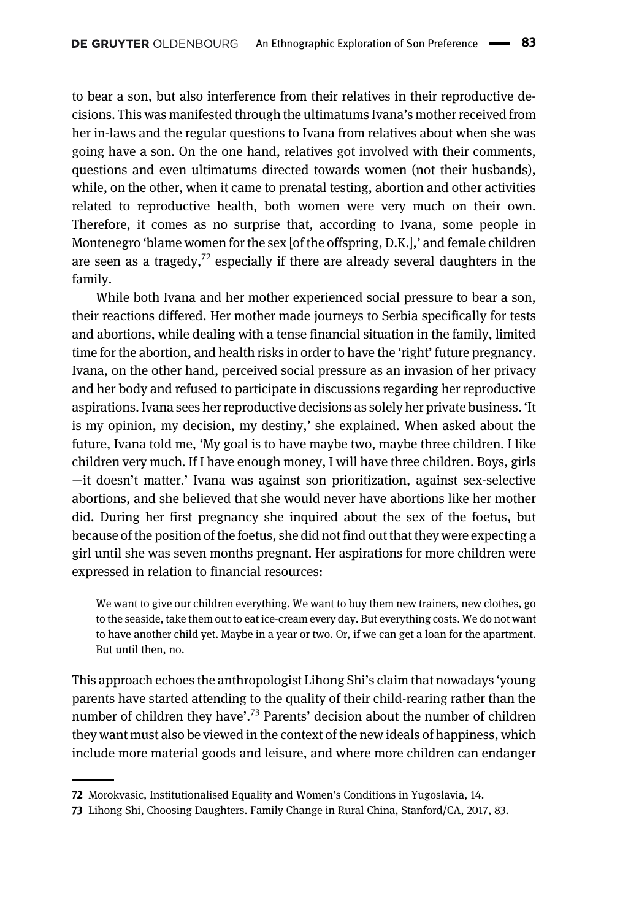to bear a son, but also interference from their relatives in their reproductive decisions. This was manifested through the ultimatums Ivana's mother received from her in-laws and the regular questions to Ivana from relatives about when she was going have a son. On the one hand, relatives got involved with their comments, questions and even ultimatums directed towards women (not their husbands), while, on the other, when it came to prenatal testing, abortion and other activities related to reproductive health, both women were very much on their own. Therefore, it comes as no surprise that, according to Ivana, some people in Montenegro 'blame women for the sex [of the offspring, D.K.],' and female children are seen as a tragedy,[72] especially if there are already several daughters in the family.

While both Ivana and her mother experienced social pressure to bear a son, their reactions differed. Her mother made journeys to Serbia specifically for tests and abortions, while dealing with a tense financial situation in the family, limited time for the abortion, and health risks in order to have the 'right' future pregnancy. Ivana, on the other hand, perceived social pressure as an invasion of her privacy and her body and refused to participate in discussions regarding her reproductive aspirations. Ivana sees her reproductive decisions as solely her private business. 'It is my opinion, my decision, my destiny,' she explained. When asked about the future, Ivana told me, 'My goal is to have maybe two, maybe three children. I like children very much. If I have enough money, I will have three children. Boys, girls —it doesn't matter.' Ivana was against son prioritization, against sex-selective abortions, and she believed that she would never have abortions like her mother did. During her first pregnancy she inquired about the sex of the foetus, but because of the position of the foetus, she did not find out that they were expecting a girl until she was seven months pregnant. Her aspirations for more children were expressed in relation to financial resources:

> We want to give our children everything. We want to buy them new trainers, new clothes, go to the seaside, take them out to eat ice-cream every day. But everything costs. We do not want to have another child yet. Maybe in a year or two. Or, if we can get a loan for the apartment. But until then, no.

This approach echoes the anthropologist Lihong Shi's claim that nowadays 'young parents have started attending to the quality of their child-rearing rather than the number of children they have'.[73] Parents' decision about the number of children they want must also be viewed in the context of the new ideals of happiness, which include more material goods and leisure, and where more children can endanger

---

72 Morokvasic, Institutionalised Equality and Women's Conditions in Yugoslavia, 14.

73 Lihong Shi, Choosing Daughters. Family Change in Rural China, Stanford/CA, 2017, 83.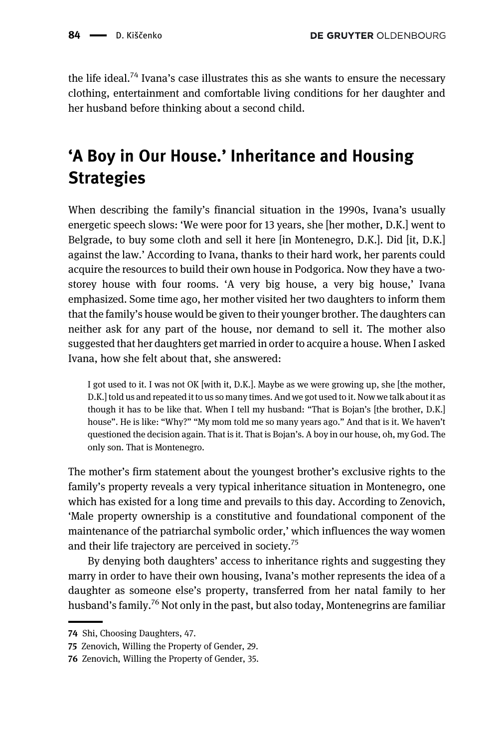the life ideal.[74] Ivana's case illustrates this as she wants to ensure the necessary clothing, entertainment and comfortable living conditions for her daughter and her husband before thinking about a second child.

## 'A Boy in Our House.' Inheritance and Housing Strategies

When describing the family's financial situation in the 1990s, Ivana's usually energetic speech slows: 'We were poor for 13 years, she [her mother, D.K.] went to Belgrade, to buy some cloth and sell it here [in Montenegro, D.K.]. Did [it, D.K.] against the law.' According to Ivana, thanks to their hard work, her parents could acquire the resources to build their own house in Podgorica. Now they have a two-storey house with four rooms. 'A very big house, a very big house,' Ivana emphasized. Some time ago, her mother visited her two daughters to inform them that the family's house would be given to their younger brother. The daughters can neither ask for any part of the house, nor demand to sell it. The mother also suggested that her daughters get married in order to acquire a house. When I asked Ivana, how she felt about that, she answered:

> I got used to it. I was not OK [with it, D.K.]. Maybe as we were growing up, she [the mother, D.K.] told us and repeated it to us so many times. And we got used to it. Now we talk about it as though it has to be like that. When I tell my husband: "That is Bojan's [the brother, D.K.] house". He is like: "Why?" "My mom told me so many years ago." And that is it. We haven't questioned the decision again. That is it. That is Bojan's. A boy in our house, oh, my God. The only son. That is Montenegro.

The mother's firm statement about the youngest brother's exclusive rights to the family's property reveals a very typical inheritance situation in Montenegro, one which has existed for a long time and prevails to this day. According to Zenovich, 'Male property ownership is a constitutive and foundational component of the maintenance of the patriarchal symbolic order,' which influences the way women and their life trajectory are perceived in society.[75]

By denying both daughters' access to inheritance rights and suggesting they marry in order to have their own housing, Ivana's mother represents the idea of a daughter as someone else's property, transferred from her natal family to her husband's family.[76] Not only in the past, but also today, Montenegrins are familiar

---

74 Shi, Choosing Daughters, 47.

75 Zenovich, Willing the Property of Gender, 29.

76 Zenovich, Willing the Property of Gender, 35.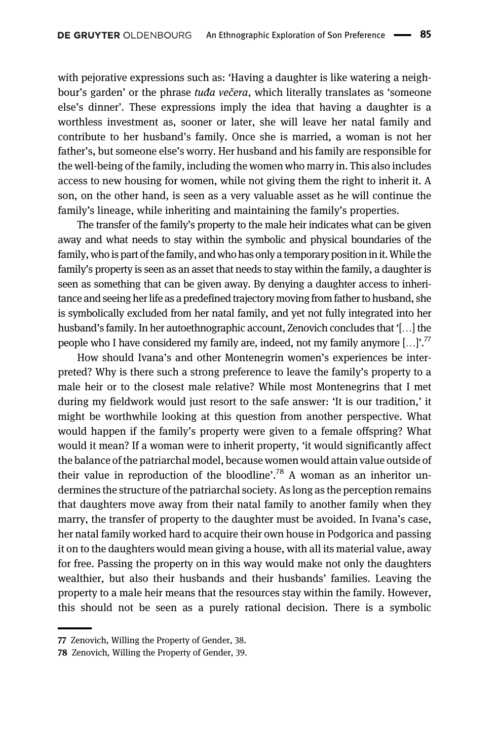with pejorative expressions such as: 'Having a daughter is like watering a neighbour's garden' or the phrase *tuđa večera*, which literally translates as 'someone else's dinner'. These expressions imply the idea that having a daughter is a worthless investment as, sooner or later, she will leave her natal family and contribute to her husband's family. Once she is married, a woman is not her father's, but someone else's worry. Her husband and his family are responsible for the well-being of the family, including the women who marry in. This also includes access to new housing for women, while not giving them the right to inherit it. A son, on the other hand, is seen as a very valuable asset as he will continue the family's lineage, while inheriting and maintaining the family's properties.

The transfer of the family's property to the male heir indicates what can be given away and what needs to stay within the symbolic and physical boundaries of the family, who is part of the family, and who has only a temporary position in it. While the family's property is seen as an asset that needs to stay within the family, a daughter is seen as something that can be given away. By denying a daughter access to inheritance and seeing her life as a predefined trajectory moving from father to husband, she is symbolically excluded from her natal family, and yet not fully integrated into her husband's family. In her autoethnographic account, Zenovich concludes that '[…] the people who I have considered my family are, indeed, not my family anymore […]'.[77]

How should Ivana's and other Montenegrin women's experiences be interpreted? Why is there such a strong preference to leave the family's property to a male heir or to the closest male relative? While most Montenegrins that I met during my fieldwork would just resort to the safe answer: 'It is our tradition,' it might be worthwhile looking at this question from another perspective. What would happen if the family's property were given to a female offspring? What would it mean? If a woman were to inherit property, 'it would significantly affect the balance of the patriarchal model, because women would attain value outside of their value in reproduction of the bloodline'.[78] A woman as an inheritor undermines the structure of the patriarchal society. As long as the perception remains that daughters move away from their natal family to another family when they marry, the transfer of property to the daughter must be avoided. In Ivana's case, her natal family worked hard to acquire their own house in Podgorica and passing it on to the daughters would mean giving a house, with all its material value, away for free. Passing the property on in this way would make not only the daughters wealthier, but also their husbands and their husbands' families. Leaving the property to a male heir means that the resources stay within the family. However, this should not be seen as a purely rational decision. There is a symbolic

---

77 Zenovich, Willing the Property of Gender, 38.

78 Zenovich, Willing the Property of Gender, 39.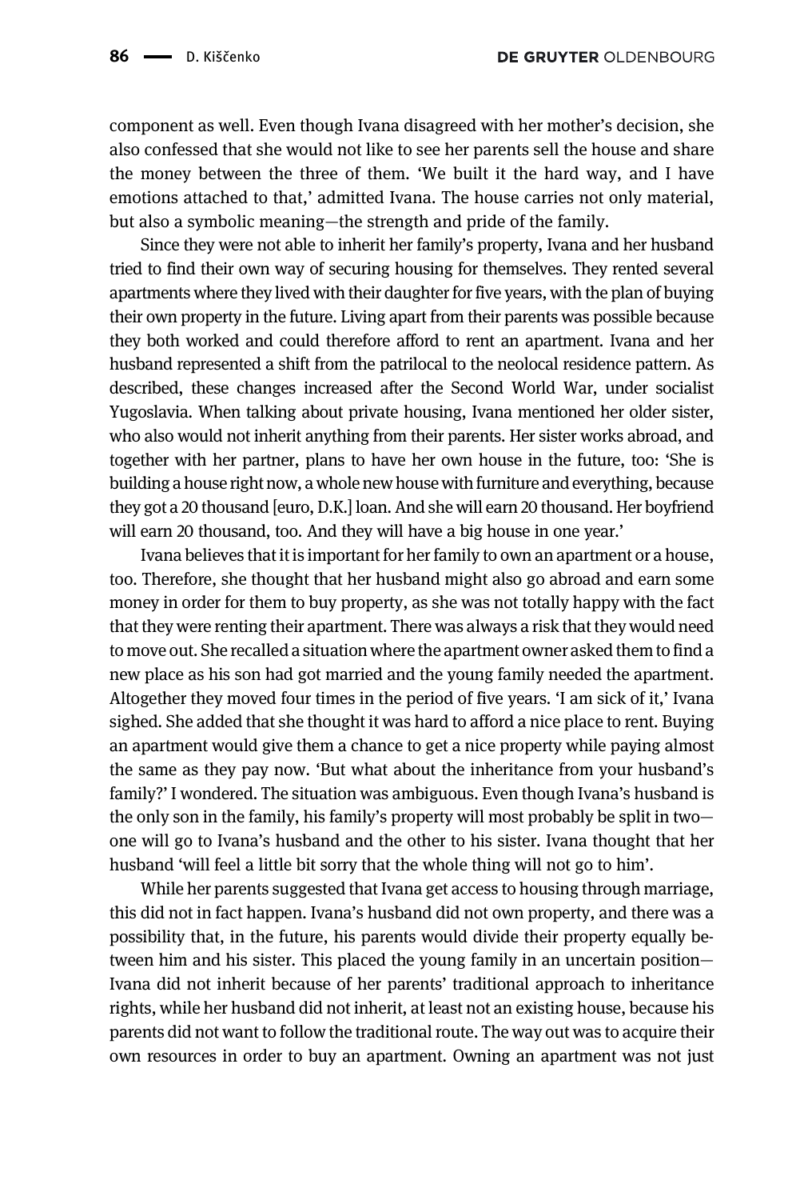component as well. Even though Ivana disagreed with her mother's decision, she also confessed that she would not like to see her parents sell the house and share the money between the three of them. 'We built it the hard way, and I have emotions attached to that,' admitted Ivana. The house carries not only material, but also a symbolic meaning—the strength and pride of the family.

Since they were not able to inherit her family's property, Ivana and her husband tried to find their own way of securing housing for themselves. They rented several apartments where they lived with their daughter for five years, with the plan of buying their own property in the future. Living apart from their parents was possible because they both worked and could therefore afford to rent an apartment. Ivana and her husband represented a shift from the patrilocal to the neolocal residence pattern. As described, these changes increased after the Second World War, under socialist Yugoslavia. When talking about private housing, Ivana mentioned her older sister, who also would not inherit anything from their parents. Her sister works abroad, and together with her partner, plans to have her own house in the future, too: 'She is building a house right now, a whole new house with furniture and everything, because they got a 20 thousand [euro, D.K.] loan. And she will earn 20 thousand. Her boyfriend will earn 20 thousand, too. And they will have a big house in one year.'

Ivana believes that it is important for her family to own an apartment or a house, too. Therefore, she thought that her husband might also go abroad and earn some money in order for them to buy property, as she was not totally happy with the fact that they were renting their apartment. There was always a risk that they would need to move out. She recalled a situation where the apartment owner asked them to find a new place as his son had got married and the young family needed the apartment. Altogether they moved four times in the period of five years. 'I am sick of it,' Ivana sighed. She added that she thought it was hard to afford a nice place to rent. Buying an apartment would give them a chance to get a nice property while paying almost the same as they pay now. 'But what about the inheritance from your husband's family?' I wondered. The situation was ambiguous. Even though Ivana's husband is the only son in the family, his family's property will most probably be split in two—one will go to Ivana's husband and the other to his sister. Ivana thought that her husband 'will feel a little bit sorry that the whole thing will not go to him'.

While her parents suggested that Ivana get access to housing through marriage, this did not in fact happen. Ivana's husband did not own property, and there was a possibility that, in the future, his parents would divide their property equally between him and his sister. This placed the young family in an uncertain position—Ivana did not inherit because of her parents' traditional approach to inheritance rights, while her husband did not inherit, at least not an existing house, because his parents did not want to follow the traditional route. The way out was to acquire their own resources in order to buy an apartment. Owning an apartment was not just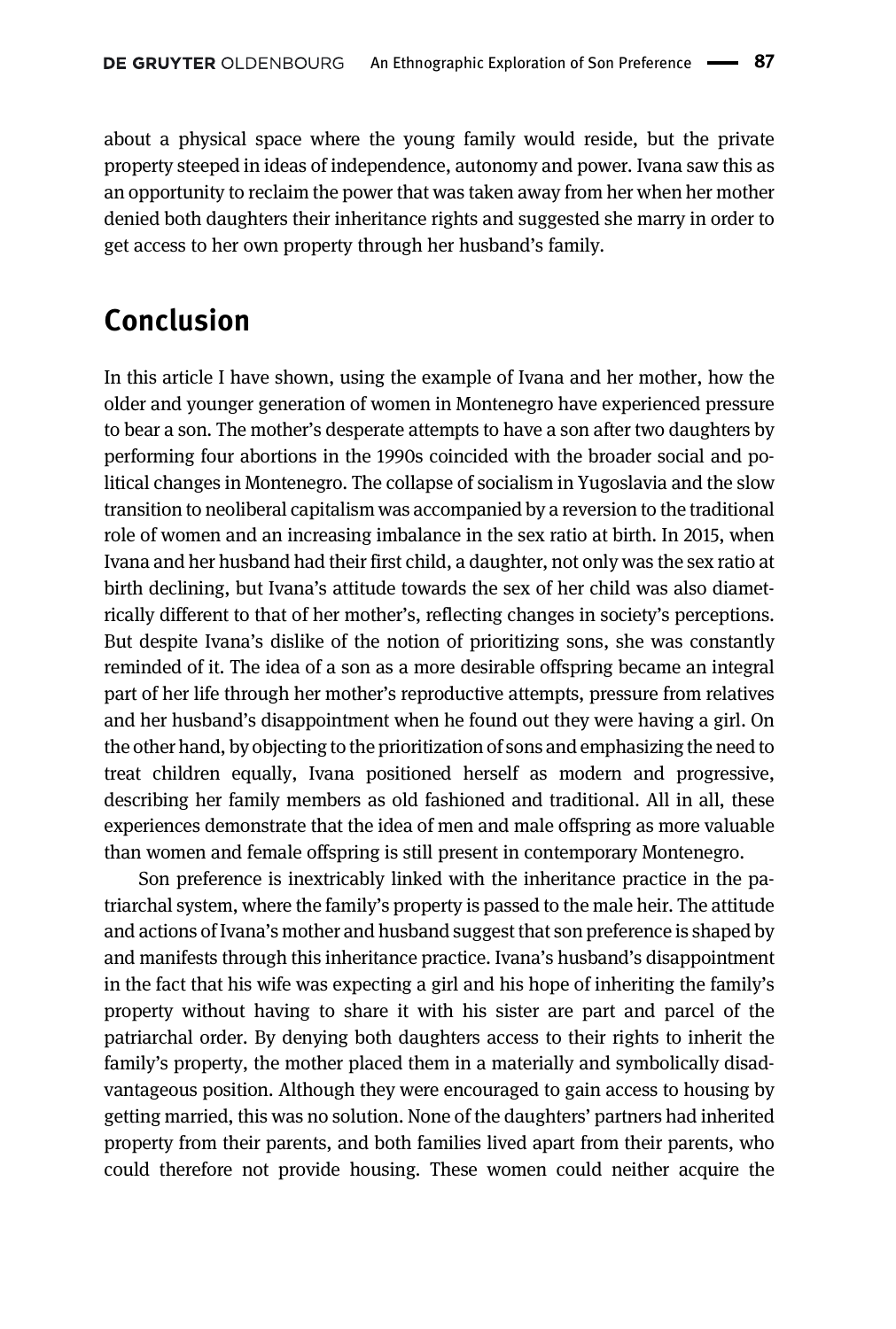about a physical space where the young family would reside, but the private property steeped in ideas of independence, autonomy and power. Ivana saw this as an opportunity to reclaim the power that was taken away from her when her mother denied both daughters their inheritance rights and suggested she marry in order to get access to her own property through her husband's family.

## Conclusion

In this article I have shown, using the example of Ivana and her mother, how the older and younger generation of women in Montenegro have experienced pressure to bear a son. The mother's desperate attempts to have a son after two daughters by performing four abortions in the 1990s coincided with the broader social and political changes in Montenegro. The collapse of socialism in Yugoslavia and the slow transition to neoliberal capitalism was accompanied by a reversion to the traditional role of women and an increasing imbalance in the sex ratio at birth. In 2015, when Ivana and her husband had their first child, a daughter, not only was the sex ratio at birth declining, but Ivana's attitude towards the sex of her child was also diametrically different to that of her mother's, reflecting changes in society's perceptions. But despite Ivana's dislike of the notion of prioritizing sons, she was constantly reminded of it. The idea of a son as a more desirable offspring became an integral part of her life through her mother's reproductive attempts, pressure from relatives and her husband's disappointment when he found out they were having a girl. On the other hand, by objecting to the prioritization of sons and emphasizing the need to treat children equally, Ivana positioned herself as modern and progressive, describing her family members as old fashioned and traditional. All in all, these experiences demonstrate that the idea of men and male offspring as more valuable than women and female offspring is still present in contemporary Montenegro.

Son preference is inextricably linked with the inheritance practice in the patriarchal system, where the family's property is passed to the male heir. The attitude and actions of Ivana's mother and husband suggest that son preference is shaped by and manifests through this inheritance practice. Ivana's husband's disappointment in the fact that his wife was expecting a girl and his hope of inheriting the family's property without having to share it with his sister are part and parcel of the patriarchal order. By denying both daughters access to their rights to inherit the family's property, the mother placed them in a materially and symbolically disadvantageous position. Although they were encouraged to gain access to housing by getting married, this was no solution. None of the daughters' partners had inherited property from their parents, and both families lived apart from their parents, who could therefore not provide housing. These women could neither acquire the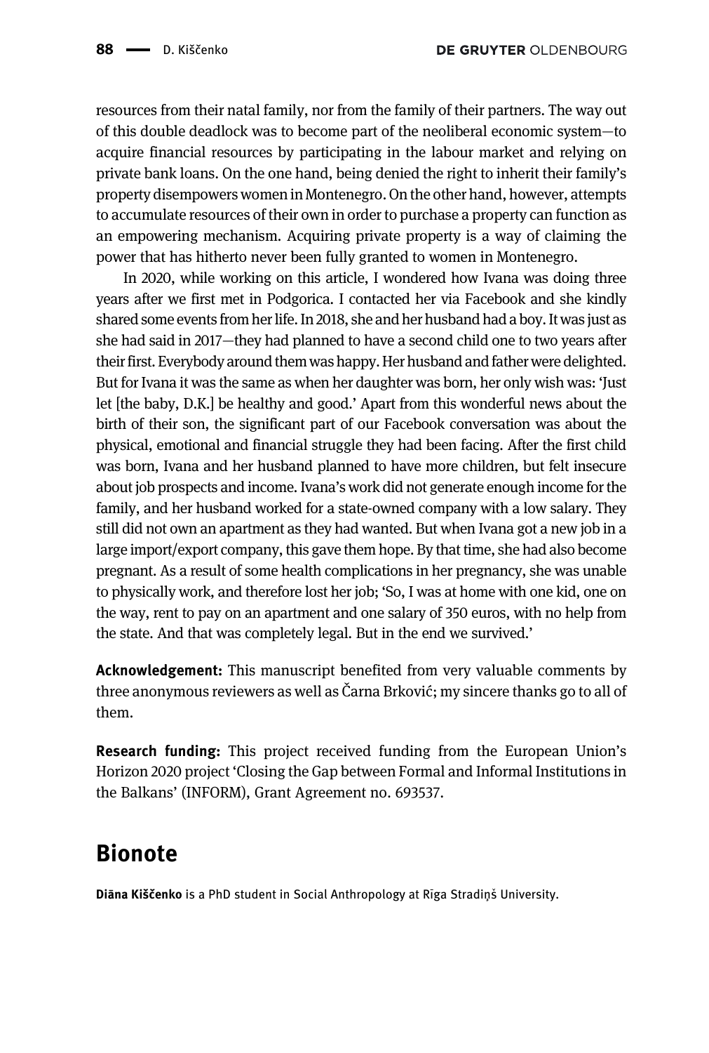resources from their natal family, nor from the family of their partners. The way out of this double deadlock was to become part of the neoliberal economic system—to acquire financial resources by participating in the labour market and relying on private bank loans. On the one hand, being denied the right to inherit their family's property disempowers women in Montenegro. On the other hand, however, attempts to accumulate resources of their own in order to purchase a property can function as an empowering mechanism. Acquiring private property is a way of claiming the power that has hitherto never been fully granted to women in Montenegro.

In 2020, while working on this article, I wondered how Ivana was doing three years after we first met in Podgorica. I contacted her via Facebook and she kindly shared some events from her life. In 2018, she and her husband had a boy. It was just as she had said in 2017—they had planned to have a second child one to two years after their first. Everybody around them was happy. Her husband and father were delighted. But for Ivana it was the same as when her daughter was born, her only wish was: 'Just let [the baby, D.K.] be healthy and good.' Apart from this wonderful news about the birth of their son, the significant part of our Facebook conversation was about the physical, emotional and financial struggle they had been facing. After the first child was born, Ivana and her husband planned to have more children, but felt insecure about job prospects and income. Ivana's work did not generate enough income for the family, and her husband worked for a state-owned company with a low salary. They still did not own an apartment as they had wanted. But when Ivana got a new job in a large import/export company, this gave them hope. By that time, she had also become pregnant. As a result of some health complications in her pregnancy, she was unable to physically work, and therefore lost her job; 'So, I was at home with one kid, one on the way, rent to pay on an apartment and one salary of 350 euros, with no help from the state. And that was completely legal. But in the end we survived.'

**Acknowledgement:** This manuscript benefited from very valuable comments by three anonymous reviewers as well as Čarna Brković; my sincere thanks go to all of them.

**Research funding:** This project received funding from the European Union's Horizon 2020 project 'Closing the Gap between Formal and Informal Institutions in the Balkans' (INFORM), Grant Agreement no. 693537.

## Bionote

**Diāna Kiščenko** is a PhD student in Social Anthropology at Rīga Stradiņš University.